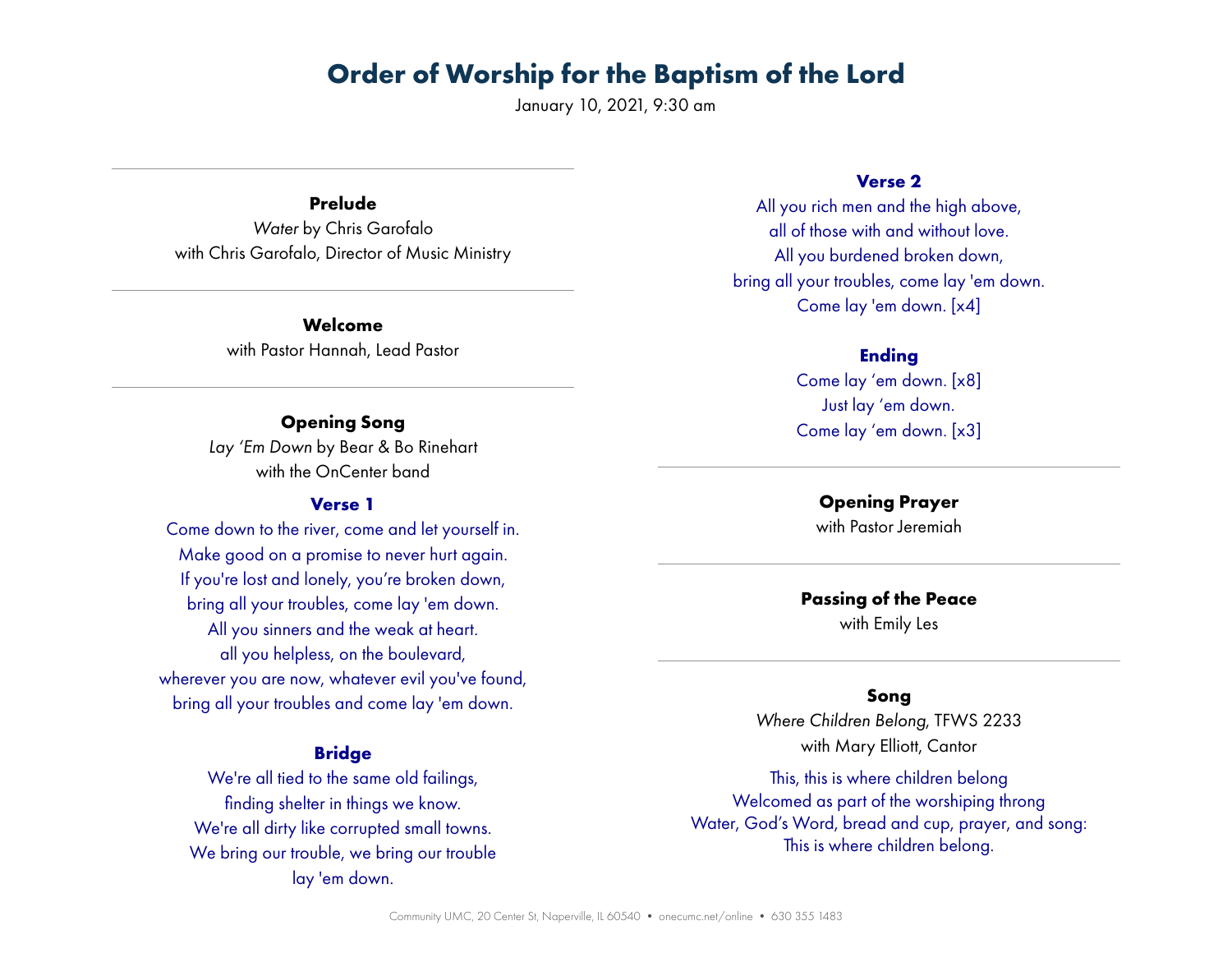# Order of Worship for the Baptism of the Lord

January 10, 2021, 9:30 am

---

**Prelude**

*Water* by Chris Garofalo
with Chris Garofalo, Director of Music Ministry

---

**Welcome**

with Pastor Hannah, Lead Pastor

---

**Opening Song**

*Lay 'Em Down* by Bear & Bo Rinehart
with the OnCenter band

**Verse 1**

Come down to the river, come and let yourself in.
Make good on a promise to never hurt again.
If you're lost and lonely, you're broken down,
bring all your troubles, come lay 'em down.
All you sinners and the weak at heart.
all you helpless, on the boulevard,
wherever you are now, whatever evil you've found,
bring all your troubles and come lay 'em down.

**Bridge**

We're all tied to the same old failings,
finding shelter in things we know.
We're all dirty like corrupted small towns.
We bring our trouble, we bring our trouble
lay 'em down.

**Verse 2**

All you rich men and the high above,
all of those with and without love.
All you burdened broken down,
bring all your troubles, come lay 'em down.
Come lay 'em down. [x4]

**Ending**

Come lay 'em down. [x8]
Just lay 'em down.
Come lay 'em down. [x3]

---

**Opening Prayer**

with Pastor Jeremiah

---

**Passing of the Peace**

with Emily Les

---

**Song**

*Where Children Belong*, TFWS 2233
with Mary Elliott, Cantor

This, this is where children belong
Welcomed as part of the worshiping throng
Water, God's Word, bread and cup, prayer, and song:
This is where children belong.

Community UMC, 20 Center St, Naperville, IL 60540 • onecumc.net/online • 630 355 1483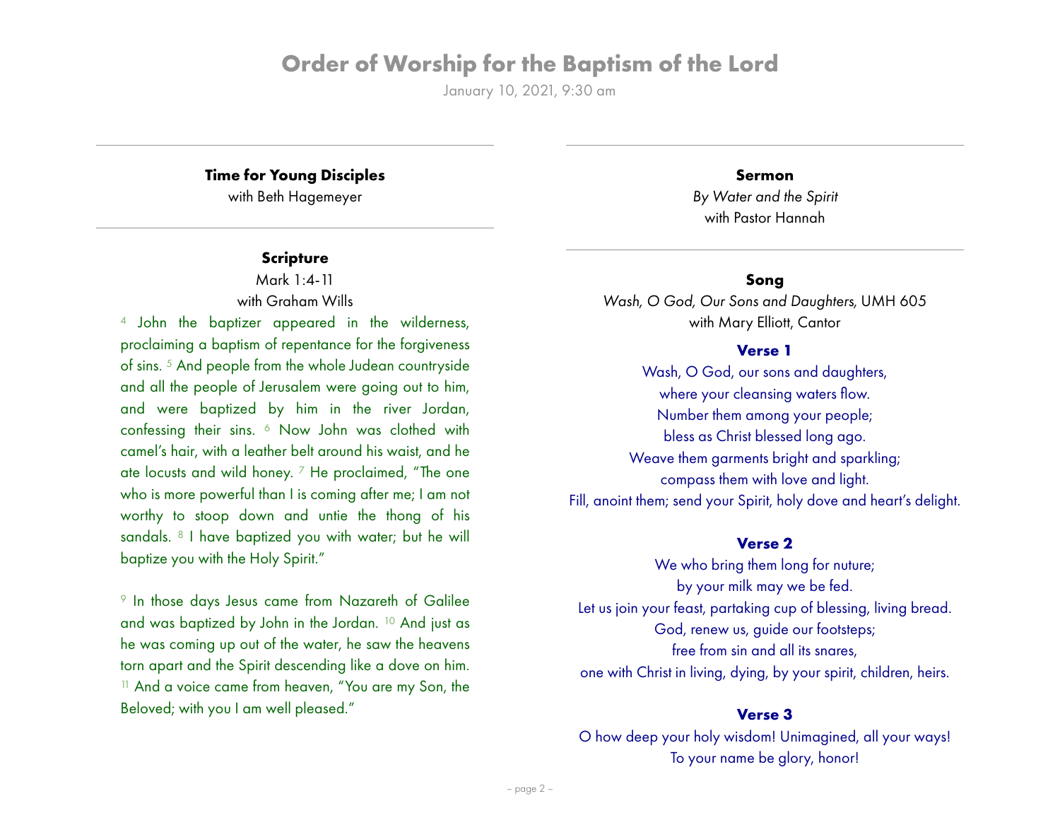# Order of Worship for the Baptism of the Lord

January 10, 2021, 9:30 am

---

**Time for Young Disciples**
with Beth Hagemeyer

---

**Scripture**
Mark 1:4-11
with Graham Wills

[4] John the baptizer appeared in the wilderness, proclaiming a baptism of repentance for the forgiveness of sins. [5] And people from the whole Judean countryside and all the people of Jerusalem were going out to him, and were baptized by him in the river Jordan, confessing their sins. [6] Now John was clothed with camel's hair, with a leather belt around his waist, and he ate locusts and wild honey. [7] He proclaimed, "The one who is more powerful than I is coming after me; I am not worthy to stoop down and untie the thong of his sandals. [8] I have baptized you with water; but he will baptize you with the Holy Spirit."

[9] In those days Jesus came from Nazareth of Galilee and was baptized by John in the Jordan. [10] And just as he was coming up out of the water, he saw the heavens torn apart and the Spirit descending like a dove on him. [11] And a voice came from heaven, "You are my Son, the Beloved; with you I am well pleased."

---

**Sermon**
*By Water and the Spirit*
with Pastor Hannah

---

**Song**
*Wash, O God, Our Sons and Daughters,* UMH 605
with Mary Elliott, Cantor

**Verse 1**

Wash, O God, our sons and daughters,
where your cleansing waters flow.
Number them among your people;
bless as Christ blessed long ago.
Weave them garments bright and sparkling;
compass them with love and light.
Fill, anoint them; send your Spirit, holy dove and heart's delight.

**Verse 2**

We who bring them long for nuture;
by your milk may we be fed.
Let us join your feast, partaking cup of blessing, living bread.
God, renew us, guide our footsteps;
free from sin and all its snares,
one with Christ in living, dying, by your spirit, children, heirs.

**Verse 3**

O how deep your holy wisdom! Unimagined, all your ways!
To your name be glory, honor!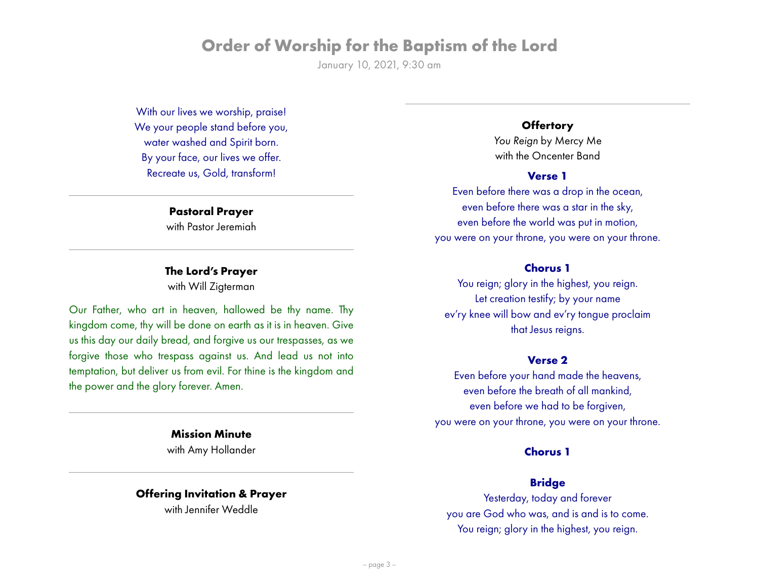# Order of Worship for the Baptism of the Lord

January 10, 2021, 9:30 am

With our lives we worship, praise!
We your people stand before you,
water washed and Spirit born.
By your face, our lives we offer.
Recreate us, Gold, transform!

---

**Pastoral Prayer**
with Pastor Jeremiah

---

**The Lord's Prayer**
with Will Zigterman

Our Father, who art in heaven, hallowed be thy name. Thy kingdom come, thy will be done on earth as it is in heaven. Give us this day our daily bread, and forgive us our trespasses, as we forgive those who trespass against us. And lead us not into temptation, but deliver us from evil. For thine is the kingdom and the power and the glory forever. Amen.

---

**Mission Minute**
with Amy Hollander

---

**Offering Invitation & Prayer**
with Jennifer Weddle

---

**Offertory**
*You Reign* by Mercy Me
with the Oncenter Band

**Verse 1**

Even before there was a drop in the ocean,
even before there was a star in the sky,
even before the world was put in motion,
you were on your throne, you were on your throne.

**Chorus 1**

You reign; glory in the highest, you reign.
Let creation testify; by your name
ev'ry knee will bow and ev'ry tongue proclaim
that Jesus reigns.

**Verse 2**

Even before your hand made the heavens,
even before the breath of all mankind,
even before we had to be forgiven,
you were on your throne, you were on your throne.

**Chorus 1**

**Bridge**

Yesterday, today and forever
you are God who was, and is and is to come.
You reign; glory in the highest, you reign.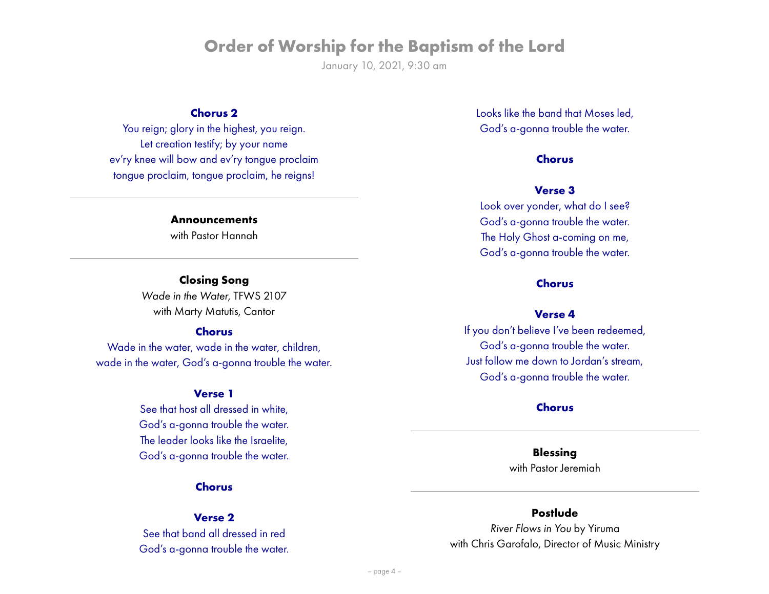# Order of Worship for the Baptism of the Lord

January 10, 2021, 9:30 am

**Chorus 2**

You reign; glory in the highest, you reign.
Let creation testify; by your name
ev'ry knee will bow and ev'ry tongue proclaim
tongue proclaim, tongue proclaim, he reigns!

---

**Announcements**

with Pastor Hannah

---

**Closing Song**

*Wade in the Water*, TFWS 2107
with Marty Matutis, Cantor

**Chorus**

Wade in the water, wade in the water, children,
wade in the water, God's a-gonna trouble the water.

**Verse 1**

See that host all dressed in white,
God's a-gonna trouble the water.
The leader looks like the Israelite,
God's a-gonna trouble the water.

**Chorus**

**Verse 2**

See that band all dressed in red
God's a-gonna trouble the water.
Looks like the band that Moses led,
God's a-gonna trouble the water.

**Chorus**

**Verse 3**

Look over yonder, what do I see?
God's a-gonna trouble the water.
The Holy Ghost a-coming on me,
God's a-gonna trouble the water.

**Chorus**

**Verse 4**

If you don't believe I've been redeemed,
God's a-gonna trouble the water.
Just follow me down to Jordan's stream,
God's a-gonna trouble the water.

**Chorus**

---

**Blessing**

with Pastor Jeremiah

---

**Postlude**

*River Flows in You* by Yiruma
with Chris Garofalo, Director of Music Ministry